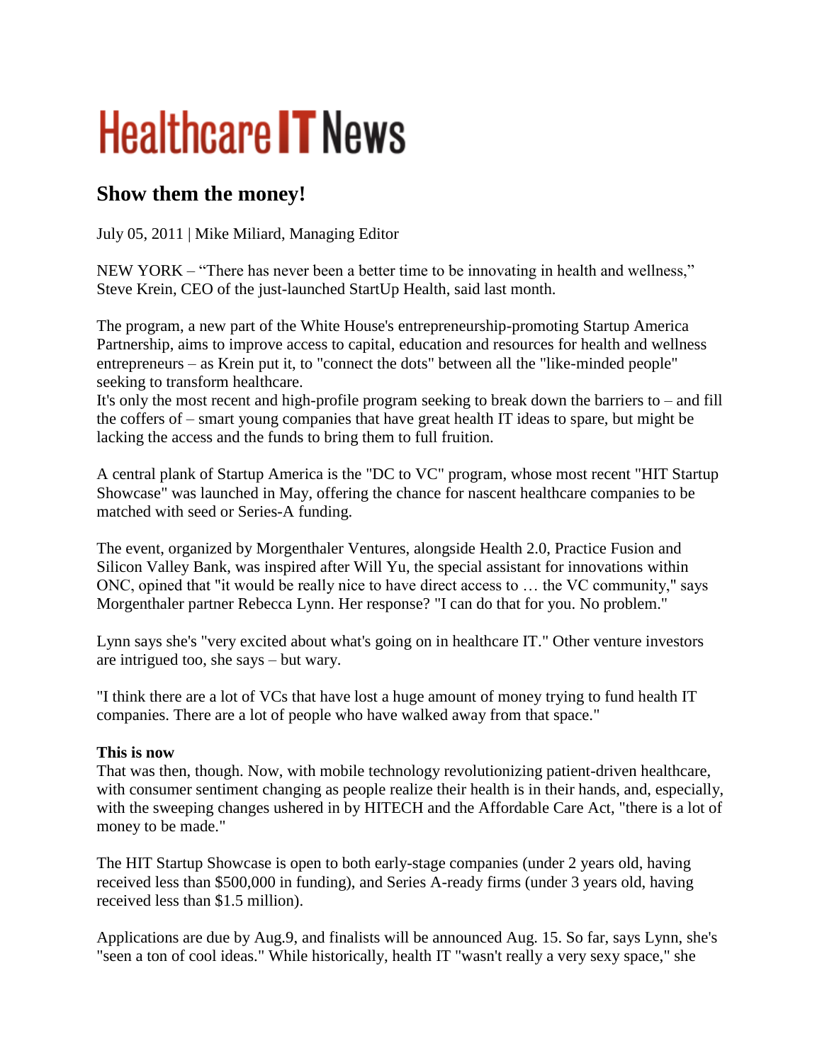# Healthcare IT News

## Show them the money!

July 05, 2011 | Mike Miliard, Managing Editor

NEW YORK – "There has never been a better time to be innovating in health and wellness," Steve Krein, CEO of the just-launched StartUp Health, said last month.

The program, a new part of the White House's entrepreneurship-promoting Startup America Partnership, aims to improve access to capital, education and resources for health and wellness entrepreneurs – as Krein put it, to "connect the dots" between all the "like-minded people" seeking to transform healthcare.
It's only the most recent and high-profile program seeking to break down the barriers to – and fill the coffers of – smart young companies that have great health IT ideas to spare, but might be lacking the access and the funds to bring them to full fruition.

A central plank of Startup America is the "DC to VC" program, whose most recent "HIT Startup Showcase" was launched in May, offering the chance for nascent healthcare companies to be matched with seed or Series-A funding.

The event, organized by Morgenthaler Ventures, alongside Health 2.0, Practice Fusion and Silicon Valley Bank, was inspired after Will Yu, the special assistant for innovations within ONC, opined that "it would be really nice to have direct access to … the VC community," says Morgenthaler partner Rebecca Lynn. Her response? "I can do that for you. No problem."

Lynn says she's "very excited about what's going on in healthcare IT." Other venture investors are intrigued too, she says – but wary.

"I think there are a lot of VCs that have lost a huge amount of money trying to fund health IT companies. There are a lot of people who have walked away from that space."

**This is now**
That was then, though. Now, with mobile technology revolutionizing patient-driven healthcare, with consumer sentiment changing as people realize their health is in their hands, and, especially, with the sweeping changes ushered in by HITECH and the Affordable Care Act, "there is a lot of money to be made."

The HIT Startup Showcase is open to both early-stage companies (under 2 years old, having received less than $500,000 in funding), and Series A-ready firms (under 3 years old, having received less than $1.5 million).

Applications are due by Aug.9, and finalists will be announced Aug. 15. So far, says Lynn, she's "seen a ton of cool ideas." While historically, health IT "wasn't really a very sexy space," she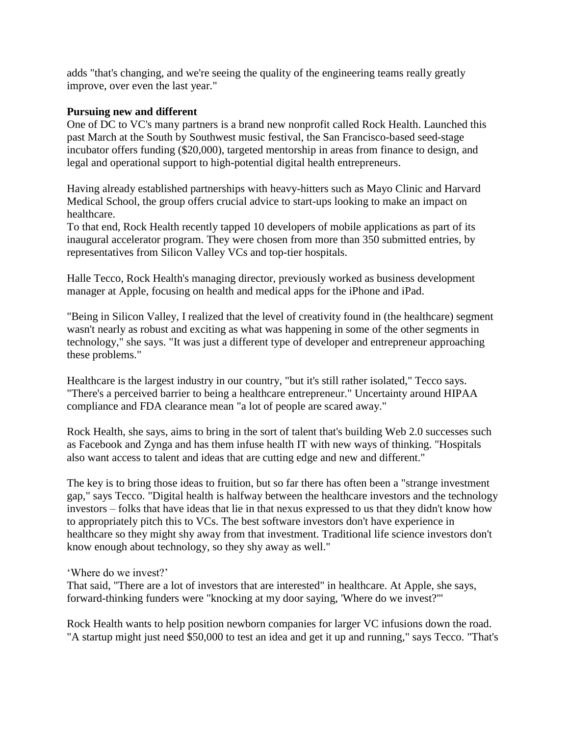adds "that's changing, and we're seeing the quality of the engineering teams really greatly improve, over even the last year."

**Pursuing new and different**

One of DC to VC's many partners is a brand new nonprofit called Rock Health. Launched this past March at the South by Southwest music festival, the San Francisco-based seed-stage incubator offers funding ($20,000), targeted mentorship in areas from finance to design, and legal and operational support to high-potential digital health entrepreneurs.

Having already established partnerships with heavy-hitters such as Mayo Clinic and Harvard Medical School, the group offers crucial advice to start-ups looking to make an impact on healthcare.

To that end, Rock Health recently tapped 10 developers of mobile applications as part of its inaugural accelerator program. They were chosen from more than 350 submitted entries, by representatives from Silicon Valley VCs and top-tier hospitals.

Halle Tecco, Rock Health's managing director, previously worked as business development manager at Apple, focusing on health and medical apps for the iPhone and iPad.

"Being in Silicon Valley, I realized that the level of creativity found in (the healthcare) segment wasn't nearly as robust and exciting as what was happening in some of the other segments in technology," she says. "It was just a different type of developer and entrepreneur approaching these problems."

Healthcare is the largest industry in our country, "but it's still rather isolated," Tecco says. "There's a perceived barrier to being a healthcare entrepreneur." Uncertainty around HIPAA compliance and FDA clearance mean "a lot of people are scared away."

Rock Health, she says, aims to bring in the sort of talent that's building Web 2.0 successes such as Facebook and Zynga and has them infuse health IT with new ways of thinking. "Hospitals also want access to talent and ideas that are cutting edge and new and different."

The key is to bring those ideas to fruition, but so far there has often been a "strange investment gap," says Tecco. "Digital health is halfway between the healthcare investors and the technology investors – folks that have ideas that lie in that nexus expressed to us that they didn't know how to appropriately pitch this to VCs. The best software investors don't have experience in healthcare so they might shy away from that investment. Traditional life science investors don't know enough about technology, so they shy away as well."

'Where do we invest?'

That said, "There are a lot of investors that are interested" in healthcare. At Apple, she says, forward-thinking funders were "knocking at my door saying, 'Where do we invest?'"

Rock Health wants to help position newborn companies for larger VC infusions down the road. "A startup might just need $50,000 to test an idea and get it up and running," says Tecco. "That's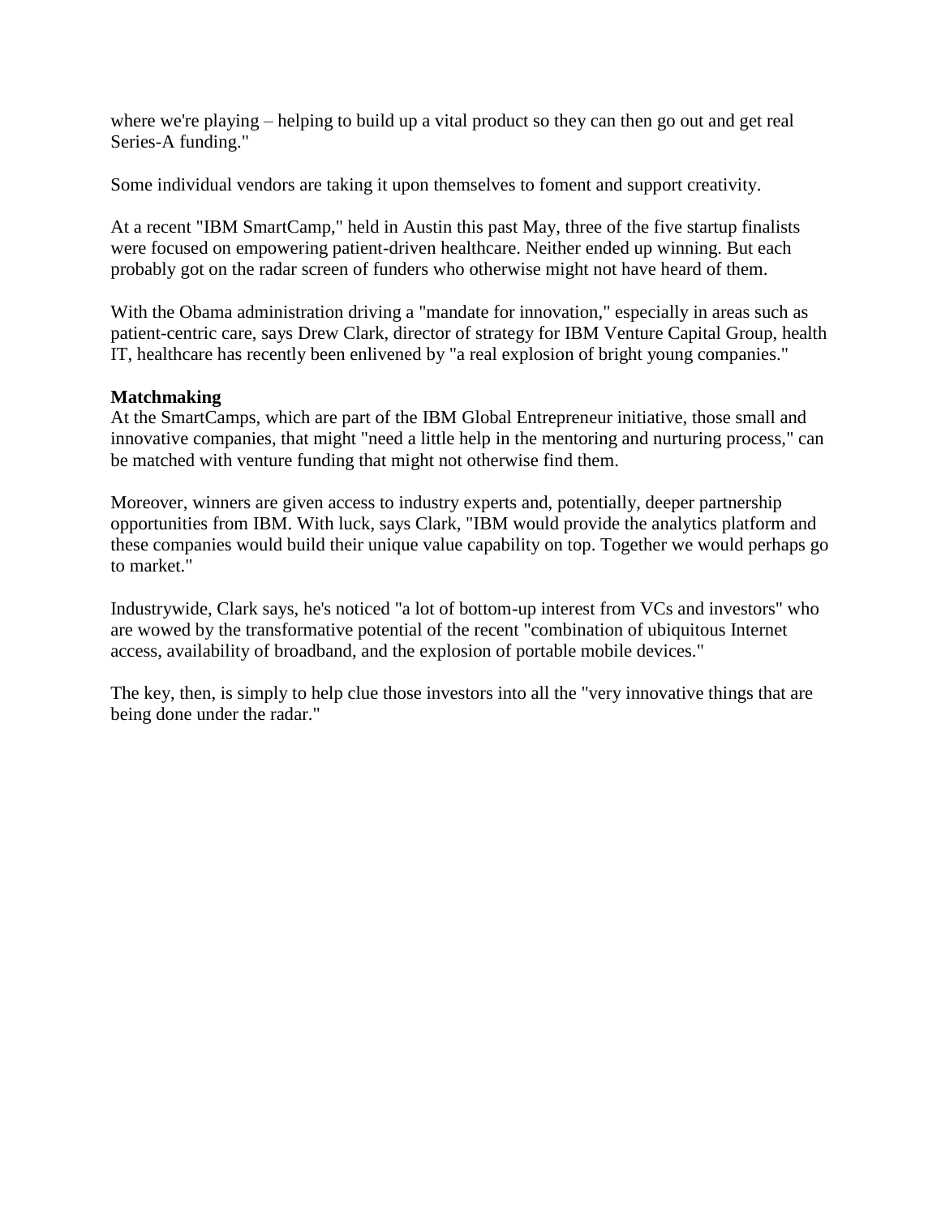where we're playing – helping to build up a vital product so they can then go out and get real Series-A funding."

Some individual vendors are taking it upon themselves to foment and support creativity.

At a recent "IBM SmartCamp," held in Austin this past May, three of the five startup finalists were focused on empowering patient-driven healthcare. Neither ended up winning. But each probably got on the radar screen of funders who otherwise might not have heard of them.

With the Obama administration driving a "mandate for innovation," especially in areas such as patient-centric care, says Drew Clark, director of strategy for IBM Venture Capital Group, health IT, healthcare has recently been enlivened by "a real explosion of bright young companies."

**Matchmaking**

At the SmartCamps, which are part of the IBM Global Entrepreneur initiative, those small and innovative companies, that might "need a little help in the mentoring and nurturing process," can be matched with venture funding that might not otherwise find them.

Moreover, winners are given access to industry experts and, potentially, deeper partnership opportunities from IBM. With luck, says Clark, "IBM would provide the analytics platform and these companies would build their unique value capability on top. Together we would perhaps go to market."

Industrywide, Clark says, he's noticed "a lot of bottom-up interest from VCs and investors" who are wowed by the transformative potential of the recent "combination of ubiquitous Internet access, availability of broadband, and the explosion of portable mobile devices."

The key, then, is simply to help clue those investors into all the "very innovative things that are being done under the radar."